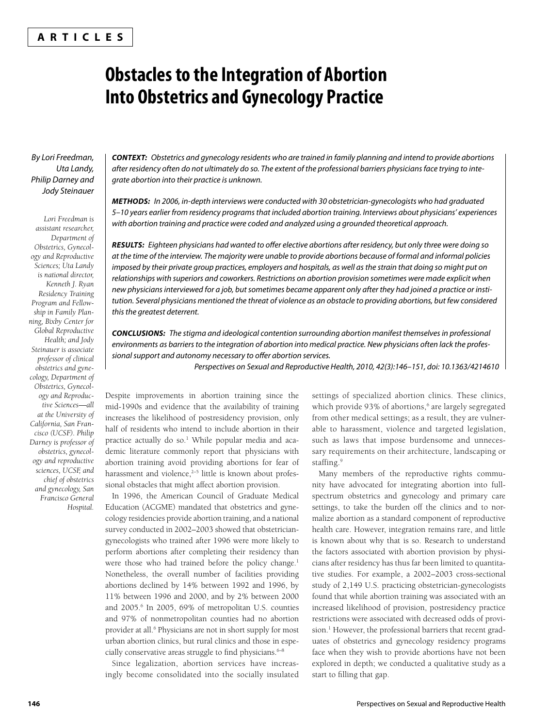**ARTICLES**

# Obstacles to the Integration of Abortion Into Obstetrics and Gynecology Practice

*By Lori Freedman, Uta Landy, Philip Darney and Jody Steinauer*

*Lori Freedman is assistant researcher, Department of Obstetrics, Gynecology and Reproductive Sciences; Uta Landy is national director, Kenneth J. Ryan Residency Training Program and Fellowship in Family Planning, Bixby Center for Global Reproductive Health; and Jody Steinauer is associate professor of clinical obstetrics and gynecology, Department of Obstetrics, Gynecology and Reproductive Sciences—all at the University of California, San Francisco (UCSF). Philip Darney is professor of obstetrics, gynecology and reproductive sciences, UCSF, and chief of obstetrics and gynecology, San Francisco General Hospital.*

***CONTEXT:*** *Obstetrics and gynecology residents who are trained in family planning and intend to provide abortions after residency often do not ultimately do so. The extent of the professional barriers physicians face trying to integrate abortion into their practice is unknown.*

***METHODS:*** *In 2006, in-depth interviews were conducted with 30 obstetrician-gynecologists who had graduated 5–10 years earlier from residency programs that included abortion training. Interviews about physicians' experiences with abortion training and practice were coded and analyzed using a grounded theoretical approach.*

***RESULTS:*** *Eighteen physicians had wanted to offer elective abortions after residency, but only three were doing so at the time of the interview. The majority were unable to provide abortions because of formal and informal policies imposed by their private group practices, employers and hospitals, as well as the strain that doing so might put on relationships with superiors and coworkers. Restrictions on abortion provision sometimes were made explicit when new physicians interviewed for a job, but sometimes became apparent only after they had joined a practice or institution. Several physicians mentioned the threat of violence as an obstacle to providing abortions, but few considered this the greatest deterrent.*

***CONCLUSIONS:*** *The stigma and ideological contention surrounding abortion manifest themselves in professional environments as barriers to the integration of abortion into medical practice. New physicians often lack the professional support and autonomy necessary to offer abortion services.*

*Perspectives on Sexual and Reproductive Health, 2010, 42(3):146–151, doi: 10.1363/4214610*

Despite improvements in abortion training since the mid-1990s and evidence that the availability of training increases the likelihood of postresidency provision, only half of residents who intend to include abortion in their practice actually do so.[1] While popular media and academic literature commonly report that physicians with abortion training avoid providing abortions for fear of harassment and violence,[2–5] little is known about professional obstacles that might affect abortion provision.

In 1996, the American Council of Graduate Medical Education (ACGME) mandated that obstetrics and gynecology residencies provide abortion training, and a national survey conducted in 2002–2003 showed that obstetrician-gynecologists who trained after 1996 were more likely to perform abortions after completing their residency than were those who had trained before the policy change.[1] Nonetheless, the overall number of facilities providing abortions declined by 14% between 1992 and 1996, by 11% between 1996 and 2000, and by 2% between 2000 and 2005.[6] In 2005, 69% of metropolitan U.S. counties and 97% of nonmetropolitan counties had no abortion provider at all.[6] Physicians are not in short supply for most urban abortion clinics, but rural clinics and those in especially conservative areas struggle to find physicians.[6–8]

Since legalization, abortion services have increasingly become consolidated into the socially insulated settings of specialized abortion clinics. These clinics, which provide 93% of abortions,[6] are largely segregated from other medical settings; as a result, they are vulnerable to harassment, violence and targeted legislation, such as laws that impose burdensome and unnecessary requirements on their architecture, landscaping or staffing.[9]

Many members of the reproductive rights community have advocated for integrating abortion into full-spectrum obstetrics and gynecology and primary care settings, to take the burden off the clinics and to normalize abortion as a standard component of reproductive health care. However, integration remains rare, and little is known about why that is so. Research to understand the factors associated with abortion provision by physicians after residency has thus far been limited to quantitative studies. For example, a 2002–2003 cross-sectional study of 2,149 U.S. practicing obstetrician-gynecologists found that while abortion training was associated with an increased likelihood of provision, postresidency practice restrictions were associated with decreased odds of provision.[1] However, the professional barriers that recent graduates of obstetrics and gynecology residency programs face when they wish to provide abortions have not been explored in depth; we conducted a qualitative study as a start to filling that gap.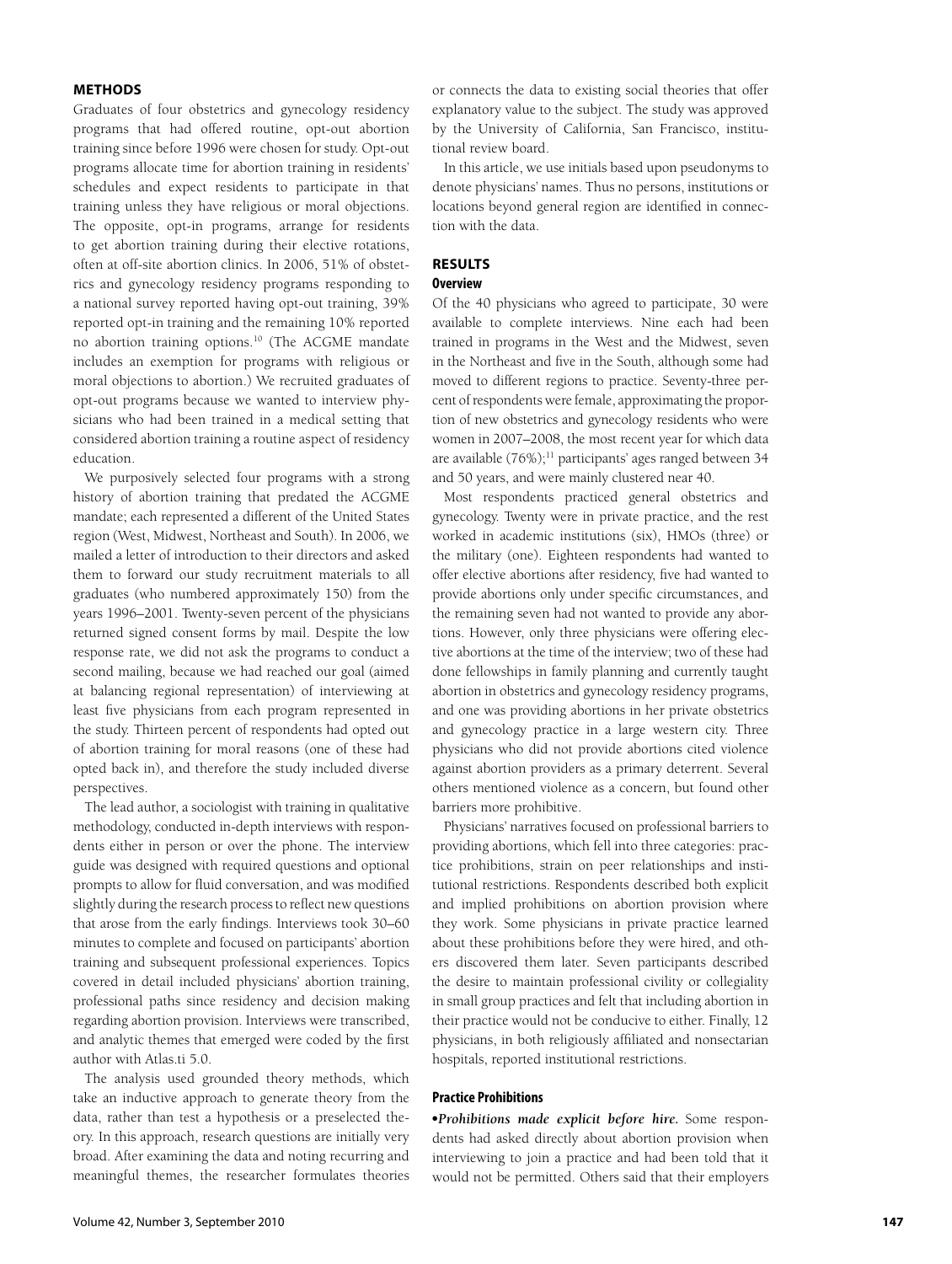## METHODS

Graduates of four obstetrics and gynecology residency programs that had offered routine, opt-out abortion training since before 1996 were chosen for study. Opt-out programs allocate time for abortion training in residents' schedules and expect residents to participate in that training unless they have religious or moral objections. The opposite, opt-in programs, arrange for residents to get abortion training during their elective rotations, often at off-site abortion clinics. In 2006, 51% of obstetrics and gynecology residency programs responding to a national survey reported having opt-out training, 39% reported opt-in training and the remaining 10% reported no abortion training options.[10] (The ACGME mandate includes an exemption for programs with religious or moral objections to abortion.) We recruited graduates of opt-out programs because we wanted to interview physicians who had been trained in a medical setting that considered abortion training a routine aspect of residency education.

We purposively selected four programs with a strong history of abortion training that predated the ACGME mandate; each represented a different of the United States region (West, Midwest, Northeast and South). In 2006, we mailed a letter of introduction to their directors and asked them to forward our study recruitment materials to all graduates (who numbered approximately 150) from the years 1996–2001. Twenty-seven percent of the physicians returned signed consent forms by mail. Despite the low response rate, we did not ask the programs to conduct a second mailing, because we had reached our goal (aimed at balancing regional representation) of interviewing at least five physicians from each program represented in the study. Thirteen percent of respondents had opted out of abortion training for moral reasons (one of these had opted back in), and therefore the study included diverse perspectives.

The lead author, a sociologist with training in qualitative methodology, conducted in-depth interviews with respondents either in person or over the phone. The interview guide was designed with required questions and optional prompts to allow for fluid conversation, and was modified slightly during the research process to reflect new questions that arose from the early findings. Interviews took 30–60 minutes to complete and focused on participants' abortion training and subsequent professional experiences. Topics covered in detail included physicians' abortion training, professional paths since residency and decision making regarding abortion provision. Interviews were transcribed, and analytic themes that emerged were coded by the first author with Atlas.ti 5.0.

The analysis used grounded theory methods, which take an inductive approach to generate theory from the data, rather than test a hypothesis or a preselected theory. In this approach, research questions are initially very broad. After examining the data and noting recurring and meaningful themes, the researcher formulates theories or connects the data to existing social theories that offer explanatory value to the subject. The study was approved by the University of California, San Francisco, institutional review board.

In this article, we use initials based upon pseudonyms to denote physicians' names. Thus no persons, institutions or locations beyond general region are identified in connection with the data.

## RESULTS

### Overview

Of the 40 physicians who agreed to participate, 30 were available to complete interviews. Nine each had been trained in programs in the West and the Midwest, seven in the Northeast and five in the South, although some had moved to different regions to practice. Seventy-three percent of respondents were female, approximating the proportion of new obstetrics and gynecology residents who were women in 2007–2008, the most recent year for which data are available (76%);[11] participants' ages ranged between 34 and 50 years, and were mainly clustered near 40.

Most respondents practiced general obstetrics and gynecology. Twenty were in private practice, and the rest worked in academic institutions (six), HMOs (three) or the military (one). Eighteen respondents had wanted to offer elective abortions after residency, five had wanted to provide abortions only under specific circumstances, and the remaining seven had not wanted to provide any abortions. However, only three physicians were offering elective abortions at the time of the interview; two of these had done fellowships in family planning and currently taught abortion in obstetrics and gynecology residency programs, and one was providing abortions in her private obstetrics and gynecology practice in a large western city. Three physicians who did not provide abortions cited violence against abortion providers as a primary deterrent. Several others mentioned violence as a concern, but found other barriers more prohibitive.

Physicians' narratives focused on professional barriers to providing abortions, which fell into three categories: practice prohibitions, strain on peer relationships and institutional restrictions. Respondents described both explicit and implied prohibitions on abortion provision where they work. Some physicians in private practice learned about these prohibitions before they were hired, and others discovered them later. Seven participants described the desire to maintain professional civility or collegiality in small group practices and felt that including abortion in their practice would not be conducive to either. Finally, 12 physicians, in both religiously affiliated and nonsectarian hospitals, reported institutional restrictions.

### Practice Prohibitions

•***Prohibitions made explicit before hire.*** Some respondents had asked directly about abortion provision when interviewing to join a practice and had been told that it would not be permitted. Others said that their employers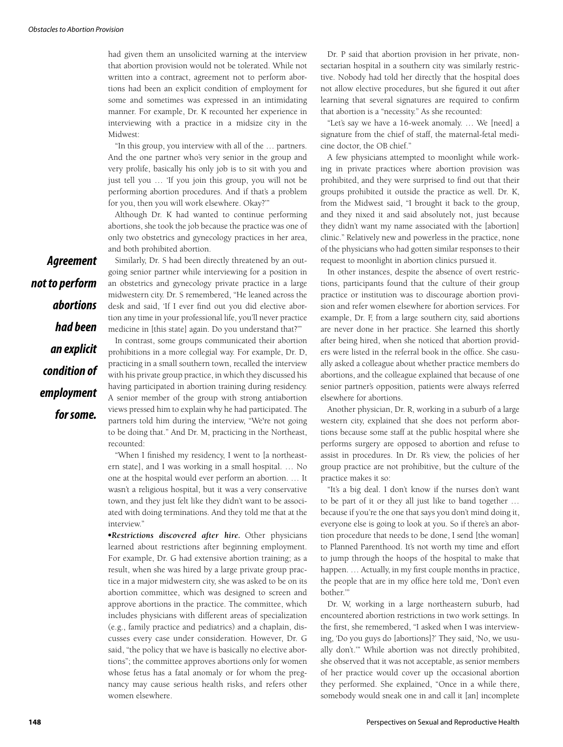had given them an unsolicited warning at the interview that abortion provision would not be tolerated. While not written into a contract, agreement not to perform abortions had been an explicit condition of employment for some and sometimes was expressed in an intimidating manner. For example, Dr. K recounted her experience in interviewing with a practice in a midsize city in the Midwest:

"In this group, you interview with all of the … partners. And the one partner who's very senior in the group and very prolife, basically his only job is to sit with you and just tell you … 'If you join this group, you will not be performing abortion procedures. And if that's a problem for you, then you will work elsewhere. Okay?'"

Although Dr. K had wanted to continue performing abortions, she took the job because the practice was one of only two obstetrics and gynecology practices in her area, and both prohibited abortion.

***Agreement not to perform abortions had been an explicit condition of employment for some.***

Similarly, Dr. S had been directly threatened by an outgoing senior partner while interviewing for a position in an obstetrics and gynecology private practice in a large midwestern city. Dr. S remembered, "He leaned across the desk and said, 'If I ever find out you did elective abortion any time in your professional life, you'll never practice medicine in [this state] again. Do you understand that?'"

In contrast, some groups communicated their abortion prohibitions in a more collegial way. For example, Dr. D, practicing in a small southern town, recalled the interview with his private group practice, in which they discussed his having participated in abortion training during residency. A senior member of the group with strong antiabortion views pressed him to explain why he had participated. The partners told him during the interview, "We're not going to be doing that." And Dr. M, practicing in the Northeast, recounted:

"When I finished my residency, I went to [a northeastern state], and I was working in a small hospital. … No one at the hospital would ever perform an abortion. … It wasn't a religious hospital, but it was a very conservative town, and they just felt like they didn't want to be associated with doing terminations. And they told me that at the interview."

•***Restrictions discovered after hire.*** Other physicians learned about restrictions after beginning employment. For example, Dr. G had extensive abortion training; as a result, when she was hired by a large private group practice in a major midwestern city, she was asked to be on its abortion committee, which was designed to screen and approve abortions in the practice. The committee, which includes physicians with different areas of specialization (e.g., family practice and pediatrics) and a chaplain, discusses every case under consideration. However, Dr. G said, "the policy that we have is basically no elective abortions"; the committee approves abortions only for women whose fetus has a fatal anomaly or for whom the pregnancy may cause serious health risks, and refers other women elsewhere.

Dr. P said that abortion provision in her private, nonsectarian hospital in a southern city was similarly restrictive. Nobody had told her directly that the hospital does not allow elective procedures, but she figured it out after learning that several signatures are required to confirm that abortion is a "necessity." As she recounted:

"Let's say we have a 16-week anomaly. … We [need] a signature from the chief of staff, the maternal-fetal medicine doctor, the OB chief."

A few physicians attempted to moonlight while working in private practices where abortion provision was prohibited, and they were surprised to find out that their groups prohibited it outside the practice as well. Dr. K, from the Midwest said, "I brought it back to the group, and they nixed it and said absolutely not, just because they didn't want my name associated with the [abortion] clinic." Relatively new and powerless in the practice, none of the physicians who had gotten similar responses to their request to moonlight in abortion clinics pursued it.

In other instances, despite the absence of overt restrictions, participants found that the culture of their group practice or institution was to discourage abortion provision and refer women elsewhere for abortion services. For example, Dr. F, from a large southern city, said abortions are never done in her practice. She learned this shortly after being hired, when she noticed that abortion providers were listed in the referral book in the office. She casually asked a colleague about whether practice members do abortions, and the colleague explained that because of one senior partner's opposition, patients were always referred elsewhere for abortions.

Another physician, Dr. R, working in a suburb of a large western city, explained that she does not perform abortions because some staff at the public hospital where she performs surgery are opposed to abortion and refuse to assist in procedures. In Dr. R's view, the policies of her group practice are not prohibitive, but the culture of the practice makes it so:

"It's a big deal. I don't know if the nurses don't want to be part of it or they all just like to band together … because if you're the one that says you don't mind doing it, everyone else is going to look at you. So if there's an abortion procedure that needs to be done, I send [the woman] to Planned Parenthood. It's not worth my time and effort to jump through the hoops of the hospital to make that happen. … Actually, in my first couple months in practice, the people that are in my office here told me, 'Don't even bother.'"

Dr. W, working in a large northeastern suburb, had encountered abortion restrictions in two work settings. In the first, she remembered, "I asked when I was interviewing, 'Do you guys do [abortions]?' They said, 'No, we usually don't.'" While abortion was not directly prohibited, she observed that it was not acceptable, as senior members of her practice would cover up the occasional abortion they performed. She explained, "Once in a while there, somebody would sneak one in and call it [an] incomplete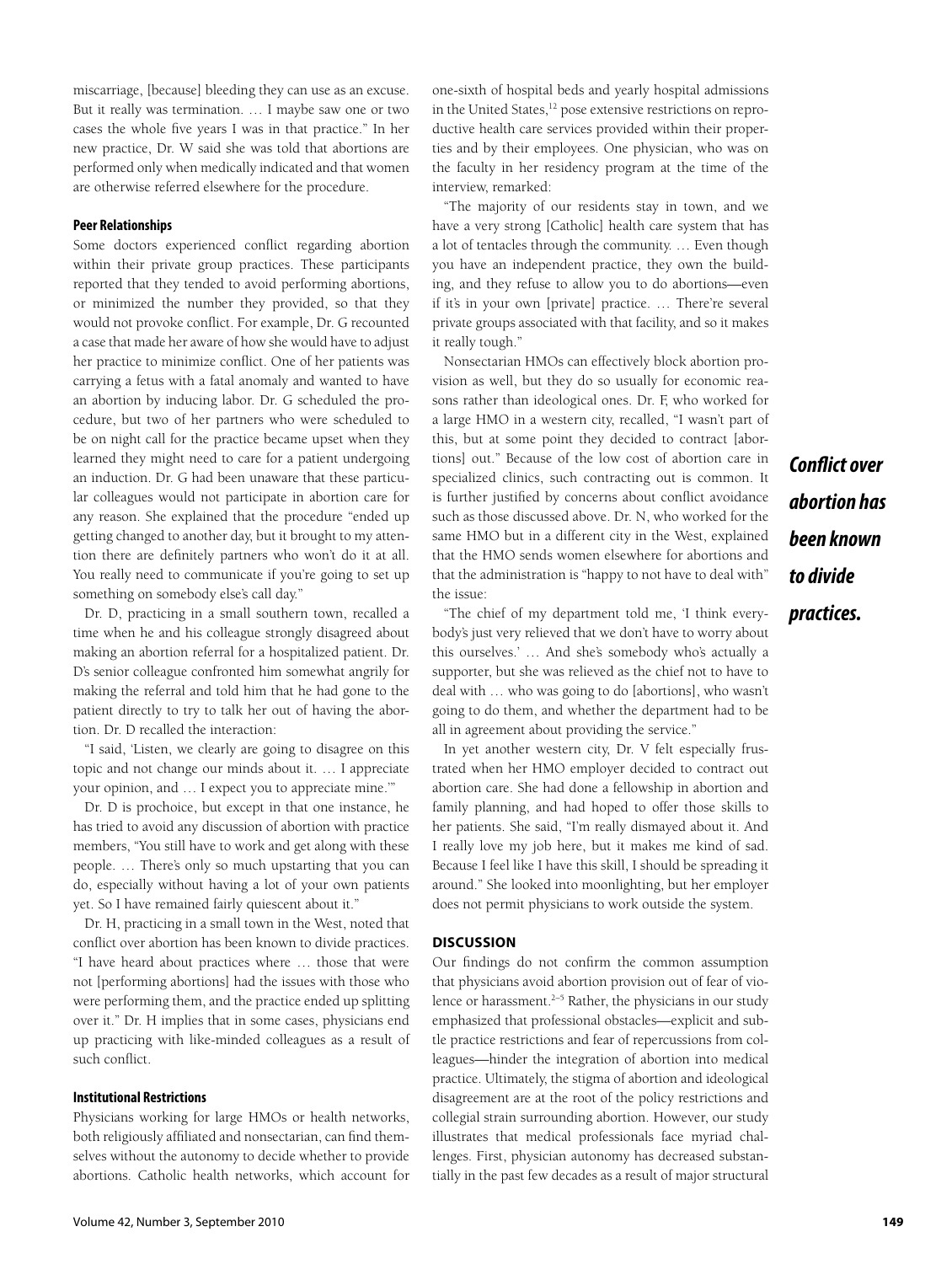miscarriage, [because] bleeding they can use as an excuse. But it really was termination. … I maybe saw one or two cases the whole five years I was in that practice." In her new practice, Dr. W said she was told that abortions are performed only when medically indicated and that women are otherwise referred elsewhere for the procedure.

### Peer Relationships

Some doctors experienced conflict regarding abortion within their private group practices. These participants reported that they tended to avoid performing abortions, or minimized the number they provided, so that they would not provoke conflict. For example, Dr. G recounted a case that made her aware of how she would have to adjust her practice to minimize conflict. One of her patients was carrying a fetus with a fatal anomaly and wanted to have an abortion by inducing labor. Dr. G scheduled the procedure, but two of her partners who were scheduled to be on night call for the practice became upset when they learned they might need to care for a patient undergoing an induction. Dr. G had been unaware that these particular colleagues would not participate in abortion care for any reason. She explained that the procedure "ended up getting changed to another day, but it brought to my attention there are definitely partners who won't do it at all. You really need to communicate if you're going to set up something on somebody else's call day."

Dr. D, practicing in a small southern town, recalled a time when he and his colleague strongly disagreed about making an abortion referral for a hospitalized patient. Dr. D's senior colleague confronted him somewhat angrily for making the referral and told him that he had gone to the patient directly to try to talk her out of having the abortion. Dr. D recalled the interaction:

"I said, 'Listen, we clearly are going to disagree on this topic and not change our minds about it. … I appreciate your opinion, and … I expect you to appreciate mine.'"

Dr. D is prochoice, but except in that one instance, he has tried to avoid any discussion of abortion with practice members, "You still have to work and get along with these people. … There's only so much upstarting that you can do, especially without having a lot of your own patients yet. So I have remained fairly quiescent about it."

Dr. H, practicing in a small town in the West, noted that conflict over abortion has been known to divide practices. "I have heard about practices where … those that were not [performing abortions] had the issues with those who were performing them, and the practice ended up splitting over it." Dr. H implies that in some cases, physicians end up practicing with like-minded colleagues as a result of such conflict.

### Institutional Restrictions

Physicians working for large HMOs or health networks, both religiously affiliated and nonsectarian, can find themselves without the autonomy to decide whether to provide abortions. Catholic health networks, which account for one-sixth of hospital beds and yearly hospital admissions in the United States,[12] pose extensive restrictions on reproductive health care services provided within their properties and by their employees. One physician, who was on the faculty in her residency program at the time of the interview, remarked:

"The majority of our residents stay in town, and we have a very strong [Catholic] health care system that has a lot of tentacles through the community. … Even though you have an independent practice, they own the building, and they refuse to allow you to do abortions—even if it's in your own [private] practice. … There're several private groups associated with that facility, and so it makes it really tough."

Nonsectarian HMOs can effectively block abortion provision as well, but they do so usually for economic reasons rather than ideological ones. Dr. F, who worked for a large HMO in a western city, recalled, "I wasn't part of this, but at some point they decided to contract [abortions] out." Because of the low cost of abortion care in specialized clinics, such contracting out is common. It is further justified by concerns about conflict avoidance such as those discussed above. Dr. N, who worked for the same HMO but in a different city in the West, explained that the HMO sends women elsewhere for abortions and that the administration is "happy to not have to deal with" the issue:

"The chief of my department told me, 'I think everybody's just very relieved that we don't have to worry about this ourselves.' … And she's somebody who's actually a supporter, but she was relieved as the chief not to have to deal with … who was going to do [abortions], who wasn't going to do them, and whether the department had to be all in agreement about providing the service."

In yet another western city, Dr. V felt especially frustrated when her HMO employer decided to contract out abortion care. She had done a fellowship in abortion and family planning, and had hoped to offer those skills to her patients. She said, "I'm really dismayed about it. And I really love my job here, but it makes me kind of sad. Because I feel like I have this skill, I should be spreading it around." She looked into moonlighting, but her employer does not permit physicians to work outside the system.

***Conflict over abortion has been known to divide practices.***

## DISCUSSION

Our findings do not confirm the common assumption that physicians avoid abortion provision out of fear of violence or harassment.[2–5] Rather, the physicians in our study emphasized that professional obstacles—explicit and subtle practice restrictions and fear of repercussions from colleagues—hinder the integration of abortion into medical practice. Ultimately, the stigma of abortion and ideological disagreement are at the root of the policy restrictions and collegial strain surrounding abortion. However, our study illustrates that medical professionals face myriad challenges. First, physician autonomy has decreased substantially in the past few decades as a result of major structural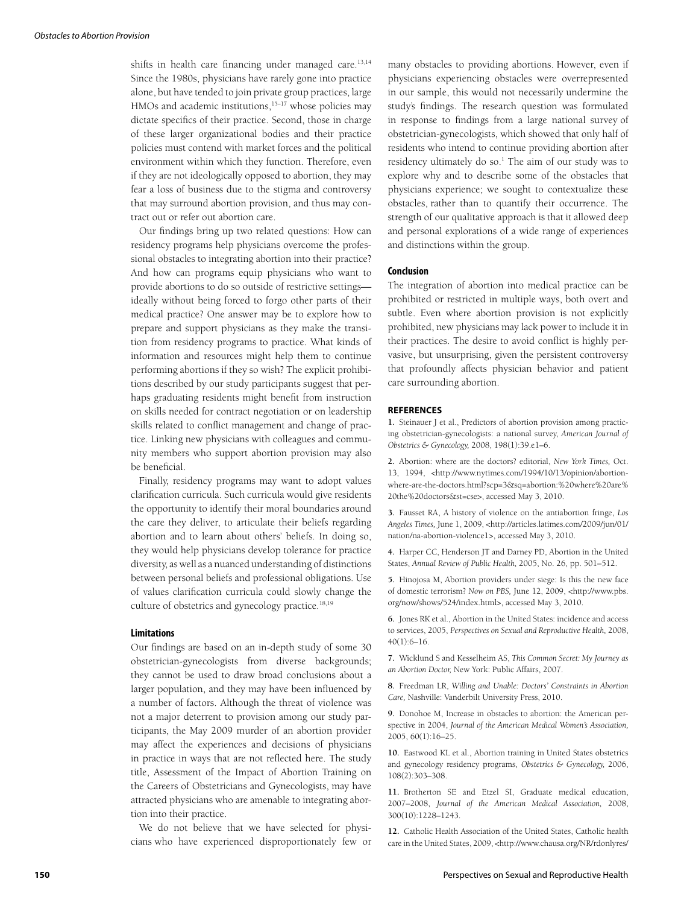shifts in health care financing under managed care.[13,14] Since the 1980s, physicians have rarely gone into practice alone, but have tended to join private group practices, large HMOs and academic institutions,[15–17] whose policies may dictate specifics of their practice. Second, those in charge of these larger organizational bodies and their practice policies must contend with market forces and the political environment within which they function. Therefore, even if they are not ideologically opposed to abortion, they may fear a loss of business due to the stigma and controversy that may surround abortion provision, and thus may contract out or refer out abortion care.

Our findings bring up two related questions: How can residency programs help physicians overcome the professional obstacles to integrating abortion into their practice? And how can programs equip physicians who want to provide abortions to do so outside of restrictive settings—ideally without being forced to forgo other parts of their medical practice? One answer may be to explore how to prepare and support physicians as they make the transition from residency programs to practice. What kinds of information and resources might help them to continue performing abortions if they so wish? The explicit prohibitions described by our study participants suggest that perhaps graduating residents might benefit from instruction on skills needed for contract negotiation or on leadership skills related to conflict management and change of practice. Linking new physicians with colleagues and community members who support abortion provision may also be beneficial.

Finally, residency programs may want to adopt values clarification curricula. Such curricula would give residents the opportunity to identify their moral boundaries around the care they deliver, to articulate their beliefs regarding abortion and to learn about others' beliefs. In doing so, they would help physicians develop tolerance for practice diversity, as well as a nuanced understanding of distinctions between personal beliefs and professional obligations. Use of values clarification curricula could slowly change the culture of obstetrics and gynecology practice.[18,19]

### Limitations

Our findings are based on an in-depth study of some 30 obstetrician-gynecologists from diverse backgrounds; they cannot be used to draw broad conclusions about a larger population, and they may have been influenced by a number of factors. Although the threat of violence was not a major deterrent to provision among our study participants, the May 2009 murder of an abortion provider may affect the experiences and decisions of physicians in practice in ways that are not reflected here. The study title, Assessment of the Impact of Abortion Training on the Careers of Obstetricians and Gynecologists, may have attracted physicians who are amenable to integrating abortion into their practice.

We do not believe that we have selected for physicians who have experienced disproportionately few or many obstacles to providing abortions. However, even if physicians experiencing obstacles were overrepresented in our sample, this would not necessarily undermine the study's findings. The research question was formulated in response to findings from a large national survey of obstetrician-gynecologists, which showed that only half of residents who intend to continue providing abortion after residency ultimately do so.[1] The aim of our study was to explore why and to describe some of the obstacles that physicians experience; we sought to contextualize these obstacles, rather than to quantify their occurrence. The strength of our qualitative approach is that it allowed deep and personal explorations of a wide range of experiences and distinctions within the group.

### Conclusion

The integration of abortion into medical practice can be prohibited or restricted in multiple ways, both overt and subtle. Even where abortion provision is not explicitly prohibited, new physicians may lack power to include it in their practices. The desire to avoid conflict is highly pervasive, but unsurprising, given the persistent controversy that profoundly affects physician behavior and patient care surrounding abortion.

## REFERENCES

**1.** Steinauer J et al., Predictors of abortion provision among practicing obstetrician-gynecologists: a national survey, *American Journal of Obstetrics & Gynecology,* 2008, 198(1):39.e1–6.

**2.** Abortion: where are the doctors? editorial, *New York Times,* Oct. 13, 1994, <http://www.nytimes.com/1994/10/13/opinion/abortion-where-are-the-doctors.html?scp=3&sq=abortion:%20where%20are%20the%20doctors&st=cse>, accessed May 3, 2010.

**3.** Fausset RA, A history of violence on the antiabortion fringe, *Los Angeles Times,* June 1, 2009, <http://articles.latimes.com/2009/jun/01/nation/na-abortion-violence1>, accessed May 3, 2010.

**4.** Harper CC, Henderson JT and Darney PD, Abortion in the United States, *Annual Review of Public Health,* 2005, No. 26, pp. 501–512.

**5.** Hinojosa M, Abortion providers under siege: Is this the new face of domestic terrorism? *Now on PBS,* June 12, 2009, <http://www.pbs.org/now/shows/524/index.html>, accessed May 3, 2010.

**6.** Jones RK et al., Abortion in the United States: incidence and access to services, 2005, *Perspectives on Sexual and Reproductive Health,* 2008, 40(1):6–16.

**7.** Wicklund S and Kesselheim AS, *This Common Secret: My Journey as an Abortion Doctor,* New York: Public Affairs, 2007.

**8.** Freedman LR, *Willing and Unable: Doctors' Constraints in Abortion Care,* Nashville: Vanderbilt University Press, 2010.

**9.** Donohoe M, Increase in obstacles to abortion: the American perspective in 2004, *Journal of the American Medical Women's Association,* 2005, 60(1):16–25.

**10.** Eastwood KL et al., Abortion training in United States obstetrics and gynecology residency programs, *Obstetrics & Gynecology,* 2006, 108(2):303–308.

**11.** Brotherton SE and Etzel SI, Graduate medical education, 2007–2008, *Journal of the American Medical Association,* 2008, 300(10):1228–1243.

**12.** Catholic Health Association of the United States, Catholic health care in the United States, 2009, <http://www.chausa.org/NR/rdonlyres/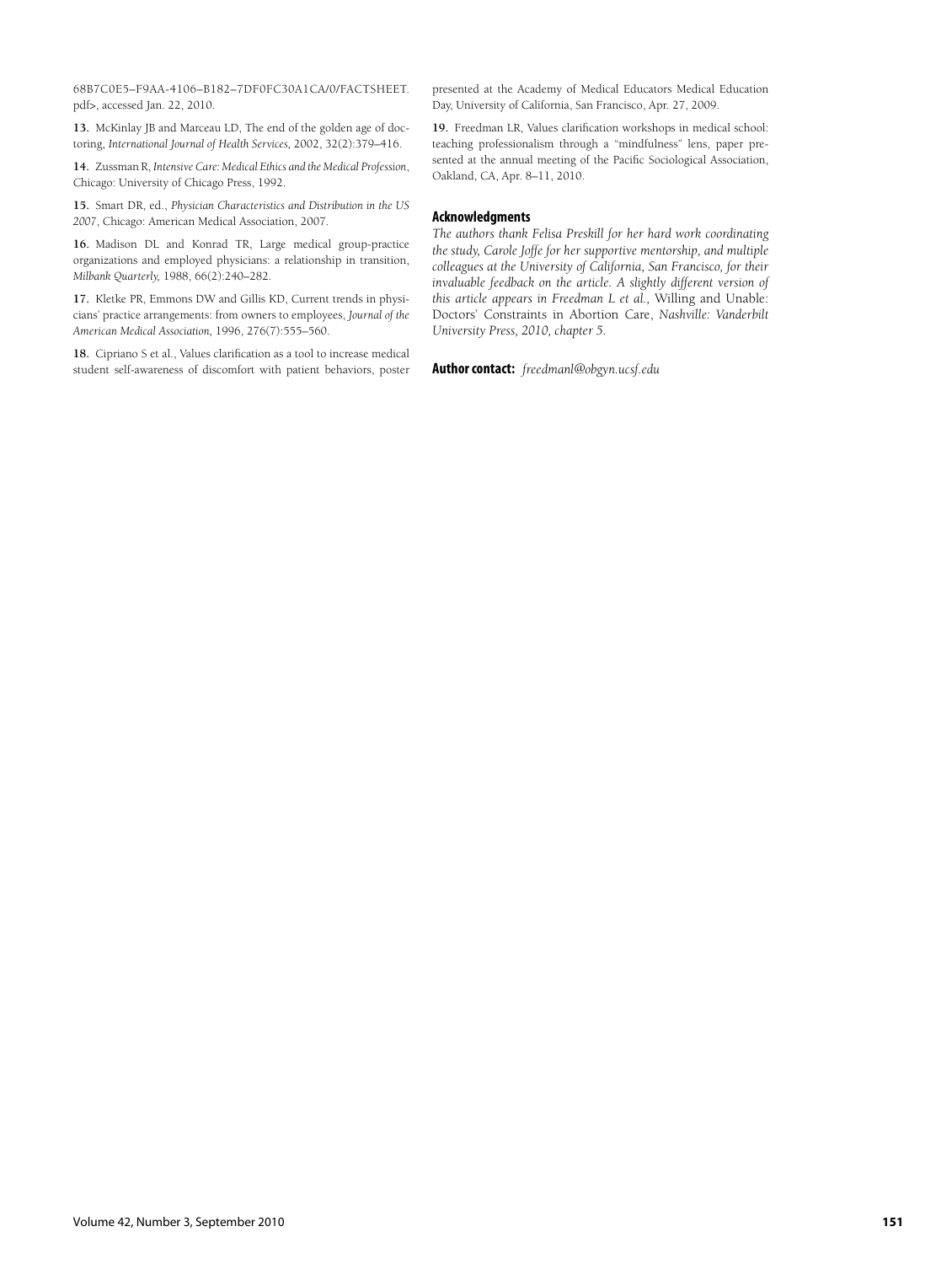68B7C0E5–F9AA-4106–B182–7DF0FC30A1CA/0/FACTSHEET.pdf>, accessed Jan. 22, 2010.

**13.** McKinlay JB and Marceau LD, The end of the golden age of doctoring, *International Journal of Health Services*, 2002, 32(2):379–416.

**14.** Zussman R, *Intensive Care: Medical Ethics and the Medical Profession*, Chicago: University of Chicago Press, 1992.

**15.** Smart DR, ed., *Physician Characteristics and Distribution in the US 2007*, Chicago: American Medical Association, 2007.

**16.** Madison DL and Konrad TR, Large medical group-practice organizations and employed physicians: a relationship in transition, *Milbank Quarterly*, 1988, 66(2):240–282.

**17.** Kletke PR, Emmons DW and Gillis KD, Current trends in physicians' practice arrangements: from owners to employees, *Journal of the American Medical Association*, 1996, 276(7):555–560.

**18.** Cipriano S et al., Values clarification as a tool to increase medical student self-awareness of discomfort with patient behaviors, poster presented at the Academy of Medical Educators Medical Education Day, University of California, San Francisco, Apr. 27, 2009.

**19.** Freedman LR, Values clarification workshops in medical school: teaching professionalism through a "mindfulness" lens, paper presented at the annual meeting of the Pacific Sociological Association, Oakland, CA, Apr. 8–11, 2010.

### Acknowledgments

*The authors thank Felisa Preskill for her hard work coordinating the study, Carole Joffe for her supportive mentorship, and multiple colleagues at the University of California, San Francisco, for their invaluable feedback on the article. A slightly different version of this article appears in Freedman L et al.,* Willing and Unable: Doctors' Constraints in Abortion Care, *Nashville: Vanderbilt University Press, 2010, chapter 5.*

**Author contact:** *freedmanl@obgyn.ucsf.edu*